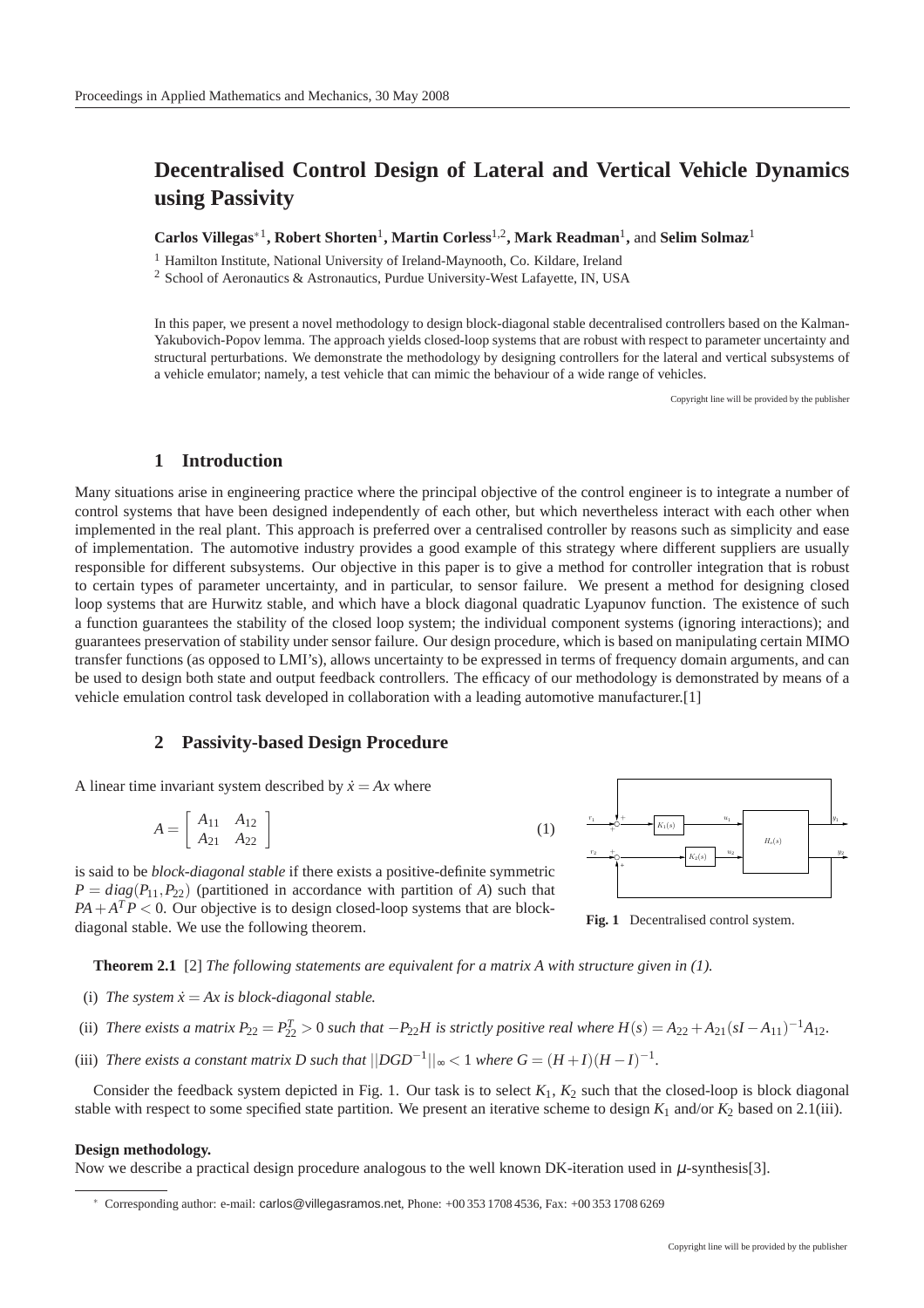# Decentralised Control Design of Lateral and Vertical Vehicle Dynamics using Passivity

**Carlos Villegas**[*,1], **Robert Shorten**[1], **Martin Corless**[1,2], **Mark Readman**[1], and **Selim Solmaz**[1]

[1] Hamilton Institute, National University of Ireland-Maynooth, Co. Kildare, Ireland

[2] School of Aeronautics & Astronautics, Purdue University-West Lafayette, IN, USA

In this paper, we present a novel methodology to design block-diagonal stable decentralised controllers based on the Kalman-Yakubovich-Popov lemma. The approach yields closed-loop systems that are robust with respect to parameter uncertainty and structural perturbations. We demonstrate the methodology by designing controllers for the lateral and vertical subsystems of a vehicle emulator; namely, a test vehicle that can mimic the behaviour of a wide range of vehicles.

Copyright line will be provided by the publisher

## 1 Introduction

Many situations arise in engineering practice where the principal objective of the control engineer is to integrate a number of control systems that have been designed independently of each other, but which nevertheless interact with each other when implemented in the real plant. This approach is preferred over a centralised controller by reasons such as simplicity and ease of implementation. The automotive industry provides a good example of this strategy where different suppliers are usually responsible for different subsystems. Our objective in this paper is to give a method for controller integration that is robust to certain types of parameter uncertainty, and in particular, to sensor failure. We present a method for designing closed loop systems that are Hurwitz stable, and which have a block diagonal quadratic Lyapunov function. The existence of such a function guarantees the stability of the closed loop system; the individual component systems (ignoring interactions); and guarantees preservation of stability under sensor failure. Our design procedure, which is based on manipulating certain MIMO transfer functions (as opposed to LMI's), allows uncertainty to be expressed in terms of frequency domain arguments, and can be used to design both state and output feedback controllers. The efficacy of our methodology is demonstrated by means of a vehicle emulation control task developed in collaboration with a leading automotive manufacturer.[1]

## 2 Passivity-based Design Procedure

A linear time invariant system described by $\dot{x} = Ax$ where

$$A = \begin{bmatrix} A_{11} & A_{12} \\ A_{21} & A_{22} \end{bmatrix} \tag{1}$$

is said to be *block-diagonal stable* if there exists a positive-definite symmetric $P = diag(P_{11}, P_{22})$ (partitioned in accordance with partition of $A$) such that $PA + A^T P < 0$. Our objective is to design closed-loop systems that are block-diagonal stable. We use the following theorem.

**Fig. 1** Decentralised control system.

**Theorem 2.1** [2] *The following statements are equivalent for a matrix A with structure given in (1).*

(i) *The system $\dot{x} = Ax$ is block-diagonal stable.*

(ii) *There exists a matrix $P_{22} = P_{22}^T > 0$ such that $-P_{22}H$ is strictly positive real where $H(s) = A_{22} + A_{21}(sI - A_{11})^{-1}A_{12}$.*

(iii) *There exists a constant matrix $D$ such that $||DGD^{-1}||_\infty < 1$ where $G = (H+I)(H-I)^{-1}$.*

Consider the feedback system depicted in Fig. 1. Our task is to select $K_1$, $K_2$ such that the closed-loop is block diagonal stable with respect to some specified state partition. We present an iterative scheme to design $K_1$ and/or $K_2$ based on 2.1(iii).

**Design methodology.**

Now we describe a practical design procedure analogous to the well known DK-iteration used in $\mu$-synthesis[3].

[*] Corresponding author: e-mail: carlos@villegasramos.net, Phone: +00 353 1708 4536, Fax: +00 353 1708 6269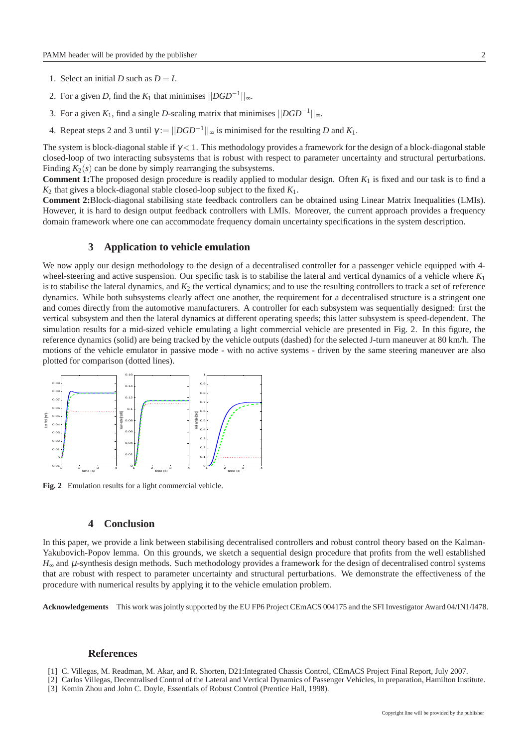1. Select an initial $D$ such as $D = I$.
2. For a given $D$, find the $K_1$ that minimises $||DGD^{-1}||_\infty$.
3. For a given $K_1$, find a single $D$-scaling matrix that minimises $||DGD^{-1}||_\infty$.
4. Repeat steps 2 and 3 until $\gamma := ||DGD^{-1}||_\infty$ is minimised for the resulting $D$ and $K_1$.

The system is block-diagonal stable if $\gamma < 1$. This methodology provides a framework for the design of a block-diagonal stable closed-loop of two interacting subsystems that is robust with respect to parameter uncertainty and structural perturbations. Finding $K_2(s)$ can be done by simply rearranging the subsystems.

**Comment 1:** The proposed design procedure is readily applied to modular design. Often $K_1$ is fixed and our task is to find a $K_2$ that gives a block-diagonal stable closed-loop subject to the fixed $K_1$.

**Comment 2:** Block-diagonal stabilising state feedback controllers can be obtained using Linear Matrix Inequalities (LMIs). However, it is hard to design output feedback controllers with LMIs. Moreover, the current approach provides a frequency domain framework where one can accommodate frequency domain uncertainty specifications in the system description.

## 3 Application to vehicle emulation

We now apply our design methodology to the design of a decentralised controller for a passenger vehicle equipped with 4-wheel-steering and active suspension. Our specific task is to stabilise the lateral and vertical dynamics of a vehicle where $K_1$ is to stabilise the lateral dynamics, and $K_2$ the vertical dynamics; and to use the resulting controllers to track a set of reference dynamics. While both subsystems clearly affect one another, the requirement for a decentralised structure is a stringent one and comes directly from the automotive manufacturers. A controller for each subsystem was sequentially designed: first the vertical subsystem and then the lateral dynamics at different operating speeds; this latter subsystem is speed-dependent. The simulation results for a mid-sized vehicle emulating a light commercial vehicle are presented in Fig. 2. In this figure, the reference dynamics (solid) are being tracked by the vehicle outputs (dashed) for the selected J-turn maneuver at 80 km/h. The motions of the vehicle emulator in passive mode - with no active systems - driven by the same steering maneuver are also plotted for comparison (dotted lines).

Lat. Vel. [m/s]
time [s]

Yaw-rate [rad/s]
time [s]

Roll angle [deg]
time [s]

**Fig. 2** Emulation results for a light commercial vehicle.

## 4 Conclusion

In this paper, we provide a link between stabilising decentralised controllers and robust control theory based on the Kalman-Yakubovich-Popov lemma. On this grounds, we sketch a sequential design procedure that profits from the well established $H_\infty$ and $\mu$-synthesis design methods. Such methodology provides a framework for the design of decentralised control systems that are robust with respect to parameter uncertainty and structural perturbations. We demonstrate the effectiveness of the procedure with numerical results by applying it to the vehicle emulation problem.

**Acknowledgements** This work was jointly supported by the EU FP6 Project CEmACS 004175 and the SFI Investigator Award 04/IN1/I478.

## References

[1] C. Villegas, M. Readman, M. Akar, and R. Shorten, D21:Integrated Chassis Control, CEmACS Project Final Report, July 2007.

[2] Carlos Villegas, Decentralised Control of the Lateral and Vertical Dynamics of Passenger Vehicles, in preparation, Hamilton Institute.

[3] Kemin Zhou and John C. Doyle, Essentials of Robust Control (Prentice Hall, 1998).